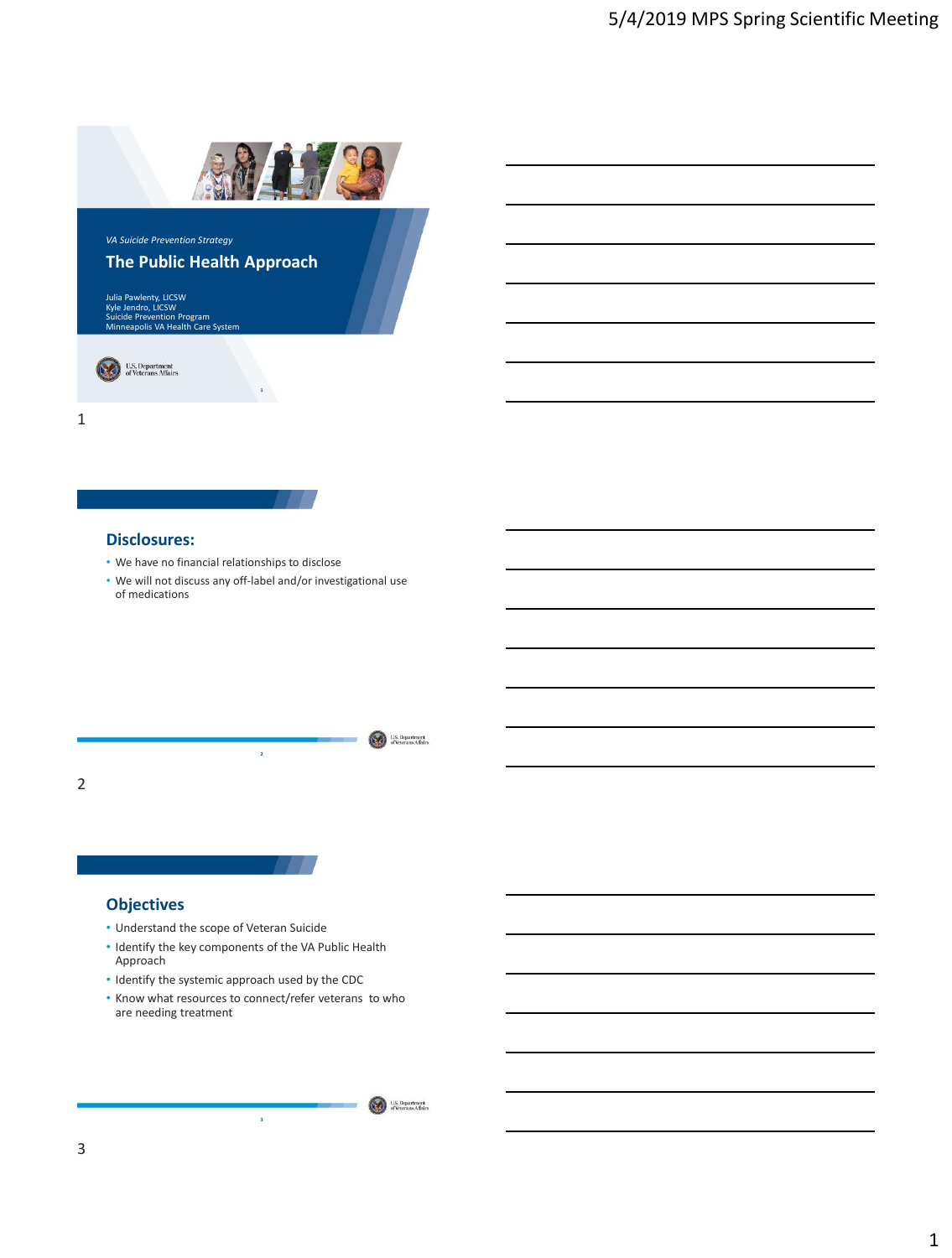*VA Suicide Prevention Strategy*

# The Public Health Approach

Julia Pawlenty, LICSW
Kyle Jendro, LICSW
Suicide Prevention Program
Minneapolis VA Health Care System

U.S. Department of Veterans Affairs

## Disclosures:

- We have no financial relationships to disclose
- We will not discuss any off-label and/or investigational use of medications

## Objectives

- Understand the scope of Veteran Suicide
- Identify the key components of the VA Public Health Approach
- Identify the systemic approach used by the CDC
- Know what resources to connect/refer veterans to who are needing treatment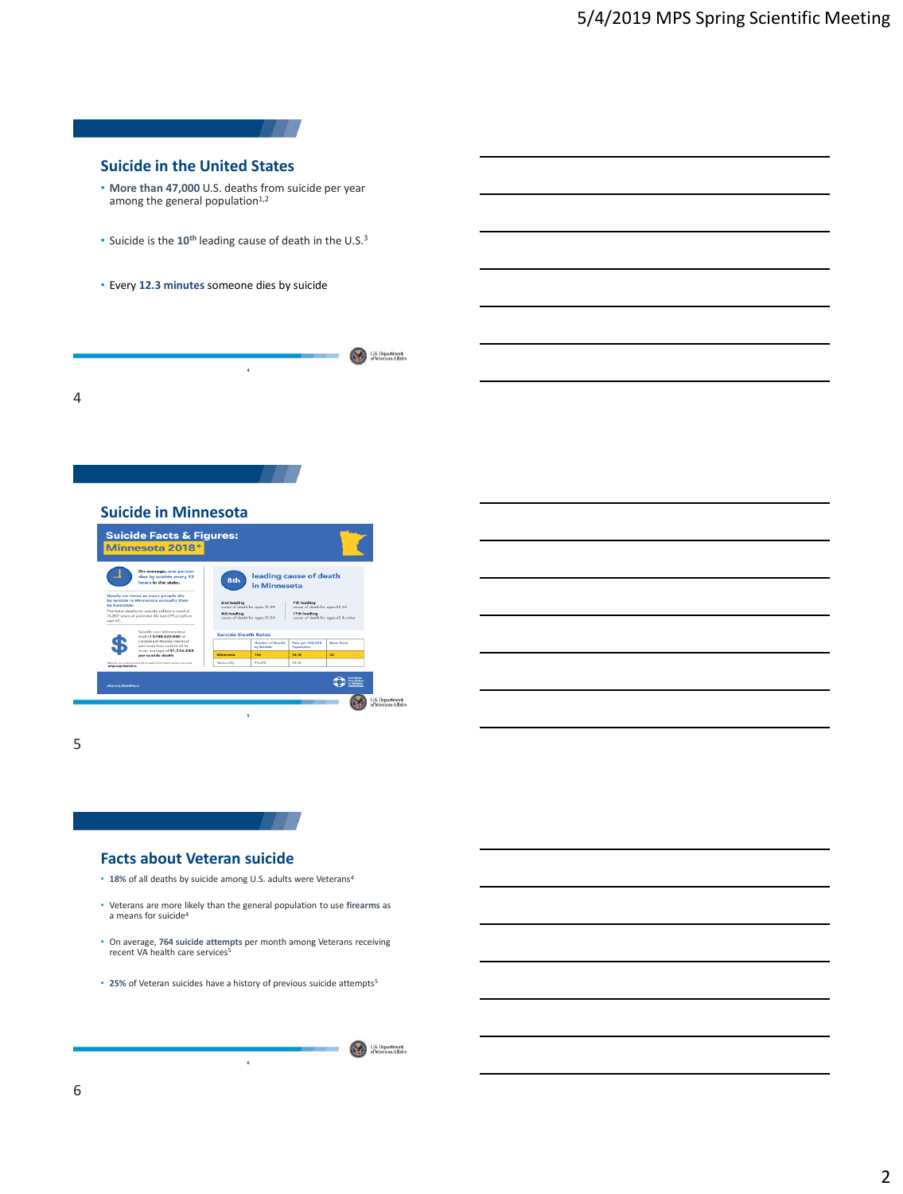## Suicide in the United States

- **More than 47,000** U.S. deaths from suicide per year among the general population[1,2]
- Suicide is the **10th** leading cause of death in the U.S.[3]
- Every **12.3 minutes** someone dies by suicide

## Suicide in Minnesota

**Suicide Facts & Figures: Minnesota 2018***

On average, one person dies by suicide every 12 hours in the state.

Nearly six times as many people die by suicide in Minnesota annually than by homicide.

The total deaths to suicide reflect a total of 15,807 years of potential life lost (YPLL) before age 65.

Suicide cost Minnesota a total of $749,527,000 of combined lifetime medical and work loss cost in 2010, or an average of $1,226,883 per suicide death.

**8th** leading cause of death in Minnesota

- 2nd leading cause of death for ages 15-34
- 7th leading cause of death for ages 55-64
- 4th leading cause of death for ages 35-54
- 17th leading cause of death for ages 65 & older

**Suicide Death Rates**

| | Number of Deaths by Suicide | Rate per 100,000 Population | State Rank |
|---|---|---|---|
| Minnesota | 745 | 13.18 | 28 |
| Nationally | 44,965 | 13.42 | |

*Based on most recent 2016 data from CDC.

afsp.org/statistics

## Facts about Veteran suicide

- **18%** of all deaths by suicide among U.S. adults were Veterans[4]
- Veterans are more likely than the general population to use **firearms** as a means for suicide[4]
- On average, **764 suicide attempts** per month among Veterans receiving recent VA health care services[5]
- **25%** of Veteran suicides have a history of previous suicide attempts[5]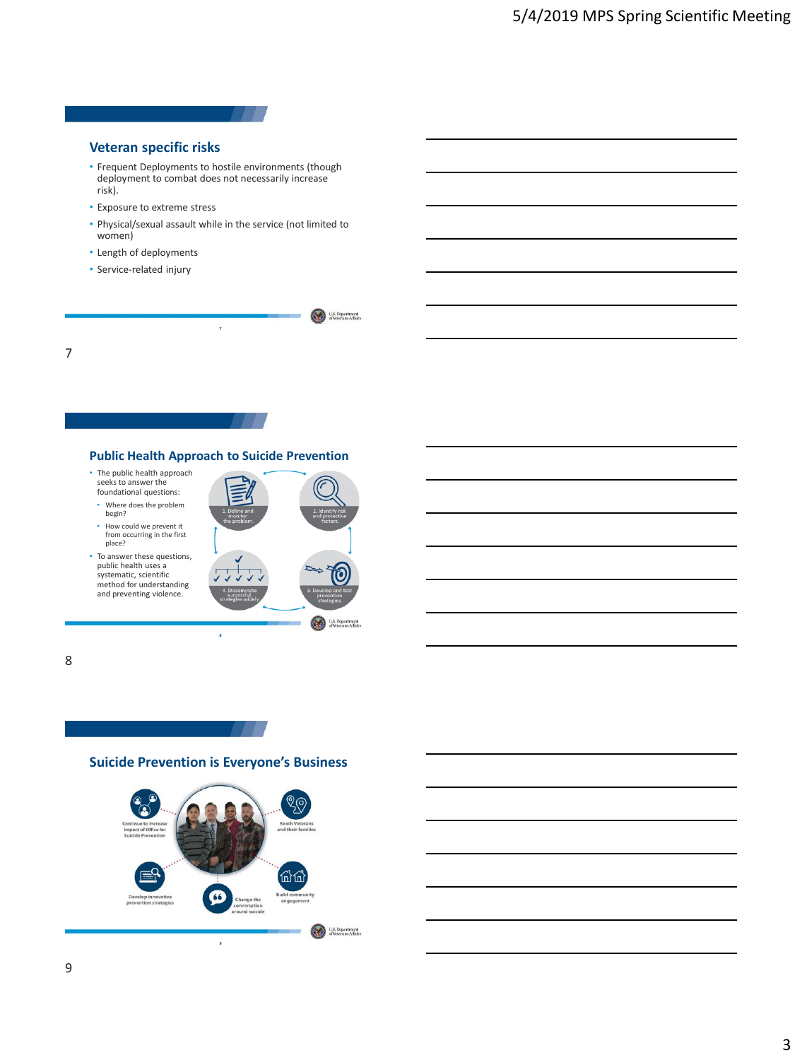## Veteran specific risks

- Frequent Deployments to hostile environments (though deployment to combat does not necessarily increase risk).
- Exposure to extreme stress
- Physical/sexual assault while in the service (not limited to women)
- Length of deployments
- Service-related injury

## Public Health Approach to Suicide Prevention

- The public health approach seeks to answer the foundational questions:
  - Where does the problem begin?
  - How could we prevent it from occurring in the first place?
- To answer these questions, public health uses a systematic, scientific method for understanding and preventing violence.

1. Define and monitor the problem.
2. Identify risk and protective factors.
3. Develop and test prevention strategies.
4. Disseminate successful strategies widely.

## Suicide Prevention is Everyone's Business

- Continue to increase impact of Office for Suicide Prevention
- Reach Veterans and their families
- Build community engagement
- Change the conversation around suicide
- Develop innovative prevention strategies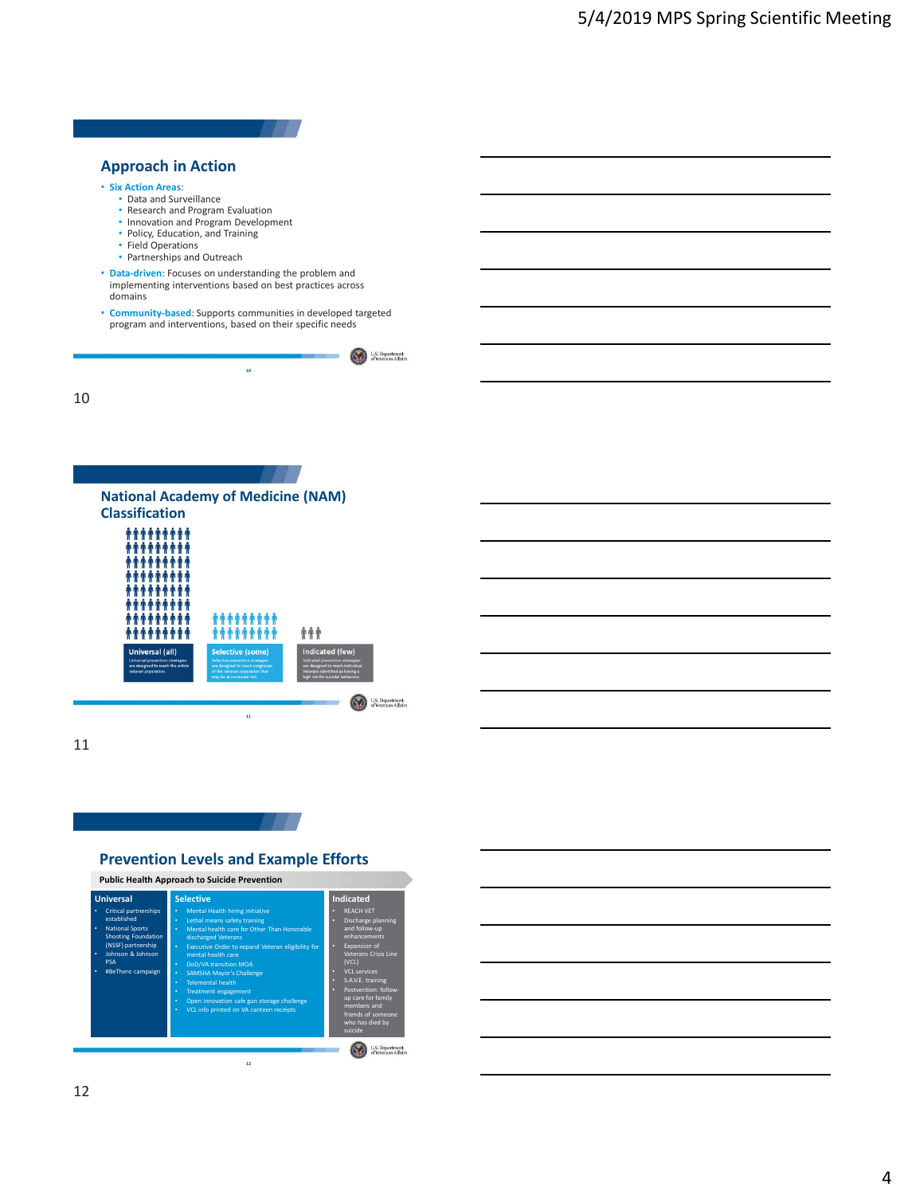## Approach in Action

- **Six Action Areas**:
  - Data and Surveillance
  - Research and Program Evaluation
  - Innovation and Program Development
  - Policy, Education, and Training
  - Field Operations
  - Partnerships and Outreach
- **Data-driven**: Focuses on understanding the problem and implementing interventions based on best practices across domains
- **Community-based**: Supports communities in developed targeted program and interventions, based on their specific needs

10

## National Academy of Medicine (NAM) Classification

**Universal (all)**
Universal prevention strategies are designed to reach the entire Veteran population.

**Selective (some)**
Selective prevention strategies are designed to reach subgroups of the Veteran population that may be at increased risk.

**Indicated (few)**
Indicated prevention strategies are designed to reach individual Veterans identified as having a high risk for suicidal behaviors.

11

## Prevention Levels and Example Efforts

**Public Health Approach to Suicide Prevention**

| Universal | Selective | Indicated |
|---|---|---|
| • Critical partnerships established<br>• National Sports Shooting Foundation (NSSF) partnership<br>• Johnson & Johnson PSA<br>• #BeThere campaign | • Mental Health hiring initiative<br>• Lethal means safety training<br>• Mental health care for Other Than Honorable discharged Veterans<br>• Executive Order to expand Veteran eligibility for mental health care<br>• DoD/VA transition MOA<br>• SAMSHA Mayor's Challenge<br>• Telemental health<br>• Treatment engagement<br>• Open innovation safe gun storage challenge<br>• VCL info printed on VA canteen receipts | • REACH VET<br>• Discharge planning and follow-up enhancements<br>• Expansion of Veterans Crisis Line (VCL)<br>• VCL services<br>• S.A.V.E. training<br>• Postvention: follow-up care for family members and friends of someone who has died by suicide |

12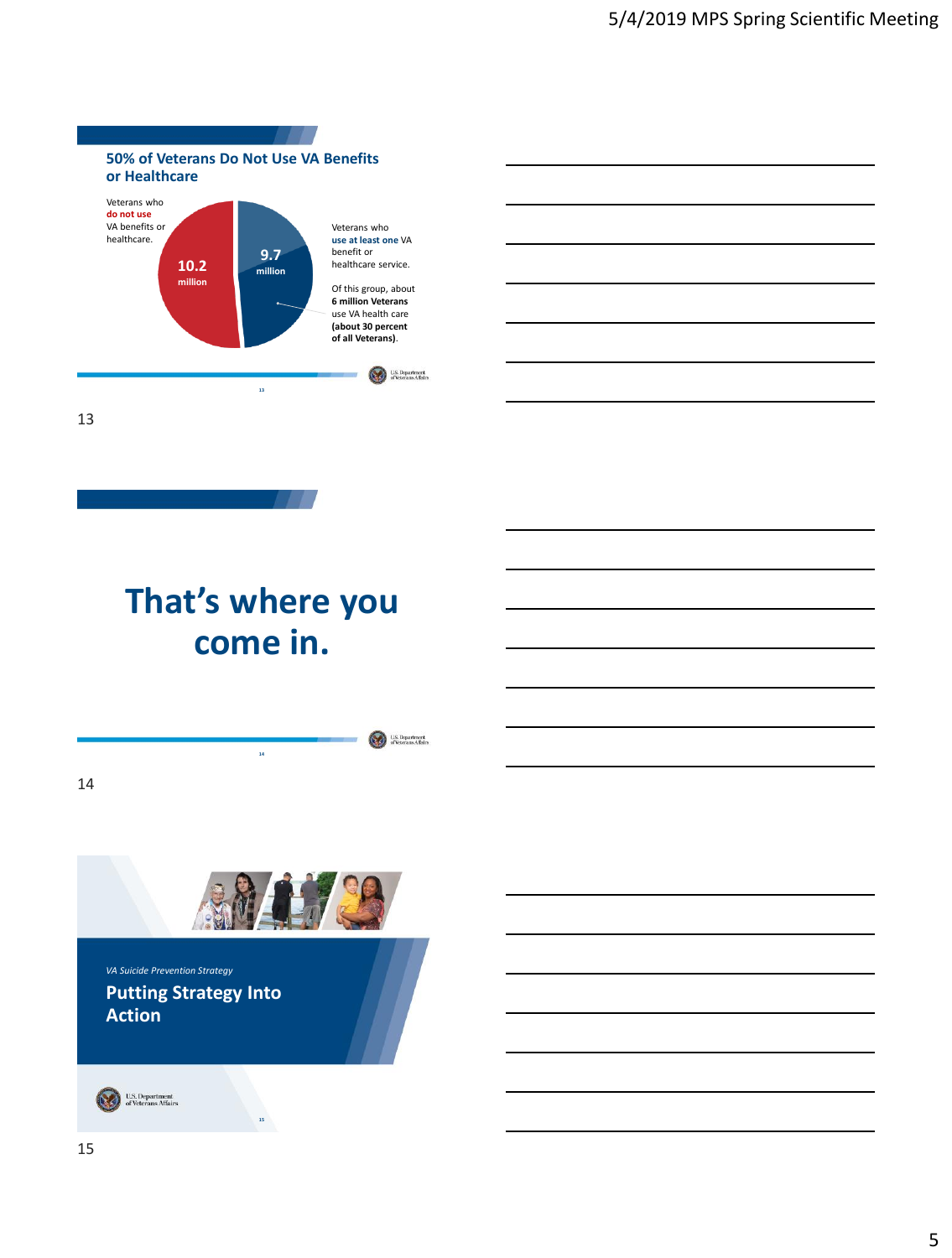## 50% of Veterans Do Not Use VA Benefits or Healthcare

Veterans who **do not use** VA benefits or healthcare.

**10.2 million**

**9.7 million**

Veterans who **use at least one** VA benefit or healthcare service.

Of this group, about **6 million Veterans** use VA health care **(about 30 percent of all Veterans)**.

U.S. Department of Veterans Affairs

---

# That's where you come in.

U.S. Department of Veterans Affairs

---

*VA Suicide Prevention Strategy*

## Putting Strategy Into Action

U.S. Department of Veterans Affairs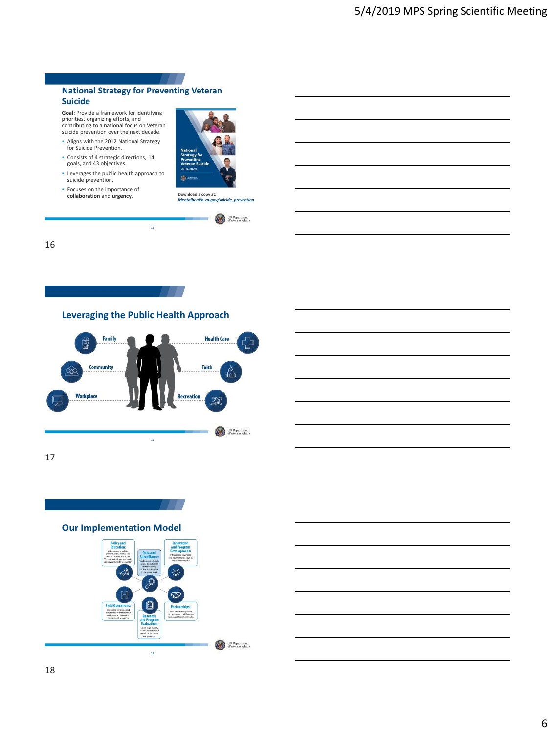## National Strategy for Preventing Veteran Suicide

**Goal:** Provide a framework for identifying priorities, organizing efforts, and contributing to a national focus on Veteran suicide prevention over the next decade.

- Aligns with the 2012 National Strategy for Suicide Prevention.
- Consists of 4 strategic directions, 14 goals, and 43 objectives.
- Leverages the public health approach to suicide prevention.
- Focuses on the importance of **collaboration** and **urgency.**

National Strategy for Preventing Veteran Suicide 2018–2028

Download a copy at: *Mentalhealth.va.gov/suicide_prevention*

16

## Leveraging the Public Health Approach

Family, Community, Workplace, Health Care, Faith, Recreation

17

## Our Implementation Model

**Policy and Education:** Educating the public, policymakers, media and community leaders about Veteran suicide prevention to empower them to take action

**Data and Surveillance:** Tracking suicide data across populations and identifying actionable insights to drive our work

**Innovation and Program Development:** Introducing new tools and technologies, such as predictive analytics

**Field Operations:** Equipping clinicians and employees at every facility with suicide prevention training and resources

**Research and Program Evaluation:** Using high-quality suicide research and metrics to improve our programs

**Partnerships:** Coalition-building across sectors to reach all Veterans through different networks

18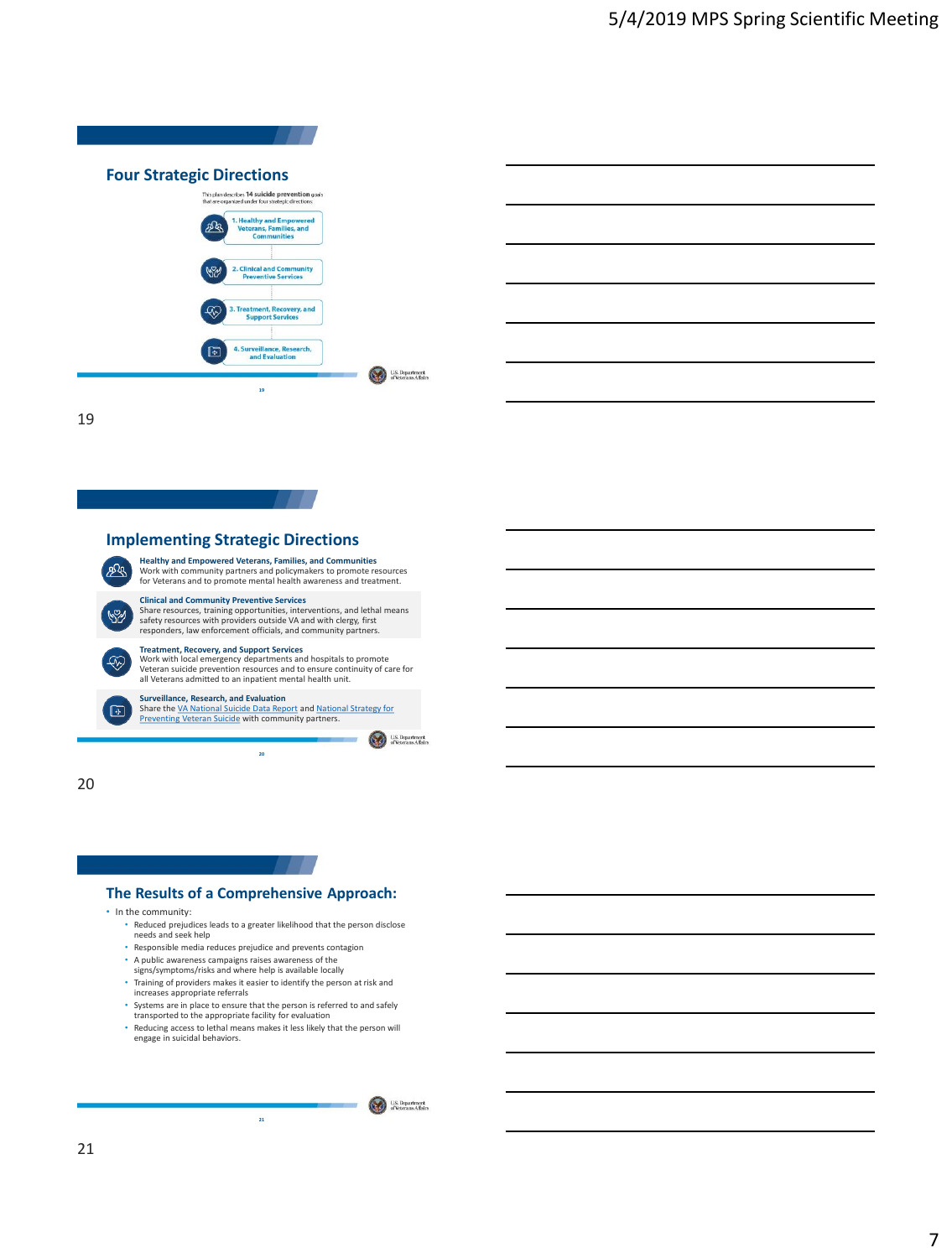## Four Strategic Directions

This plan describes **14 suicide prevention** goals that are organized under four strategic directions:

1. Healthy and Empowered Veterans, Families, and Communities
2. Clinical and Community Preventive Services
3. Treatment, Recovery, and Support Services
4. Surveillance, Research, and Evaluation

U.S. Department of Veterans Affairs

19

## Implementing Strategic Directions

**Healthy and Empowered Veterans, Families, and Communities**
Work with community partners and policymakers to promote resources for Veterans and to promote mental health awareness and treatment.

**Clinical and Community Preventive Services**
Share resources, training opportunities, interventions, and lethal means safety resources with providers outside VA and with clergy, first responders, law enforcement officials, and community partners.

**Treatment, Recovery, and Support Services**
Work with local emergency departments and hospitals to promote Veteran suicide prevention resources and to ensure continuity of care for all Veterans admitted to an inpatient mental health unit.

**Surveillance, Research, and Evaluation**
Share the VA National Suicide Data Report and National Strategy for Preventing Veteran Suicide with community partners.

U.S. Department of Veterans Affairs

20

## The Results of a Comprehensive Approach:

- In the community:
  - Reduced prejudices leads to a greater likelihood that the person disclose needs and seek help
  - Responsible media reduces prejudice and prevents contagion
  - A public awareness campaigns raises awareness of the signs/symptoms/risks and where help is available locally
  - Training of providers makes it easier to identify the person at risk and increases appropriate referrals
  - Systems are in place to ensure that the person is referred to and safely transported to the appropriate facility for evaluation
  - Reducing access to lethal means makes it less likely that the person will engage in suicidal behaviors.

U.S. Department of Veterans Affairs

21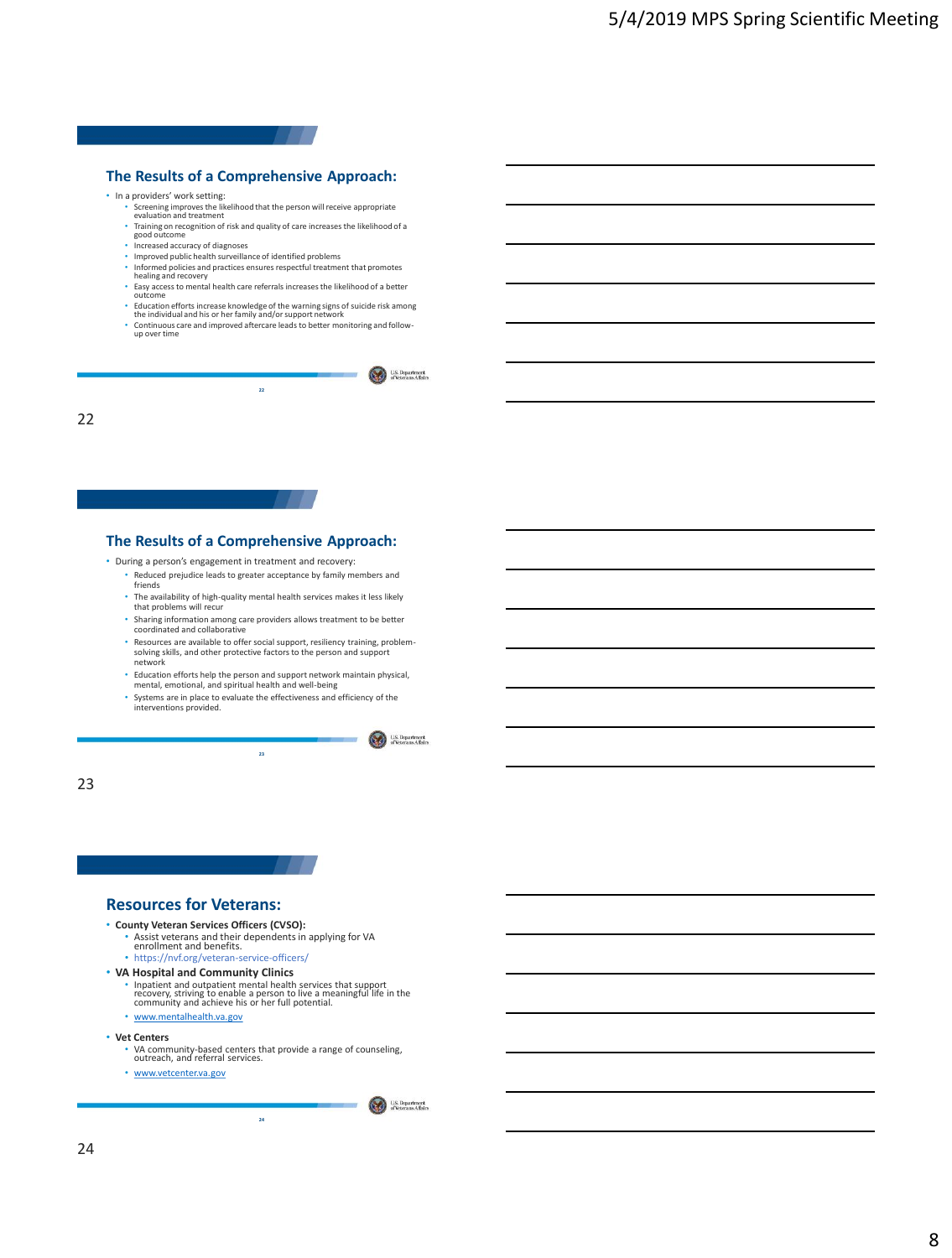## The Results of a Comprehensive Approach:

- In a providers' work setting:
  - Screening improves the likelihood that the person will receive appropriate evaluation and treatment
  - Training on recognition of risk and quality of care increases the likelihood of a good outcome
  - Increased accuracy of diagnoses
  - Improved public health surveillance of identified problems
  - Informed policies and practices ensures respectful treatment that promotes healing and recovery
  - Easy access to mental health care referrals increases the likelihood of a better outcome
  - Education efforts increase knowledge of the warning signs of suicide risk among the individual and his or her family and/or support network
  - Continuous care and improved aftercare leads to better monitoring and follow-up over time

## The Results of a Comprehensive Approach:

- During a person's engagement in treatment and recovery:
  - Reduced prejudice leads to greater acceptance by family members and friends
  - The availability of high-quality mental health services makes it less likely that problems will recur
  - Sharing information among care providers allows treatment to be better coordinated and collaborative
  - Resources are available to offer social support, resiliency training, problem-solving skills, and other protective factors to the person and support network
  - Education efforts help the person and support network maintain physical, mental, emotional, and spiritual health and well-being
  - Systems are in place to evaluate the effectiveness and efficiency of the interventions provided.

## Resources for Veterans:

- **County Veteran Services Officers (CVSO):**
  - Assist veterans and their dependents in applying for VA enrollment and benefits.
  - https://nvf.org/veteran-service-officers/
- **VA Hospital and Community Clinics**
  - Inpatient and outpatient mental health services that support recovery, striving to enable a person to live a meaningful life in the community and achieve his or her full potential.
  - www.mentalhealth.va.gov
- **Vet Centers**
  - VA community-based centers that provide a range of counseling, outreach, and referral services.
  - www.vetcenter.va.gov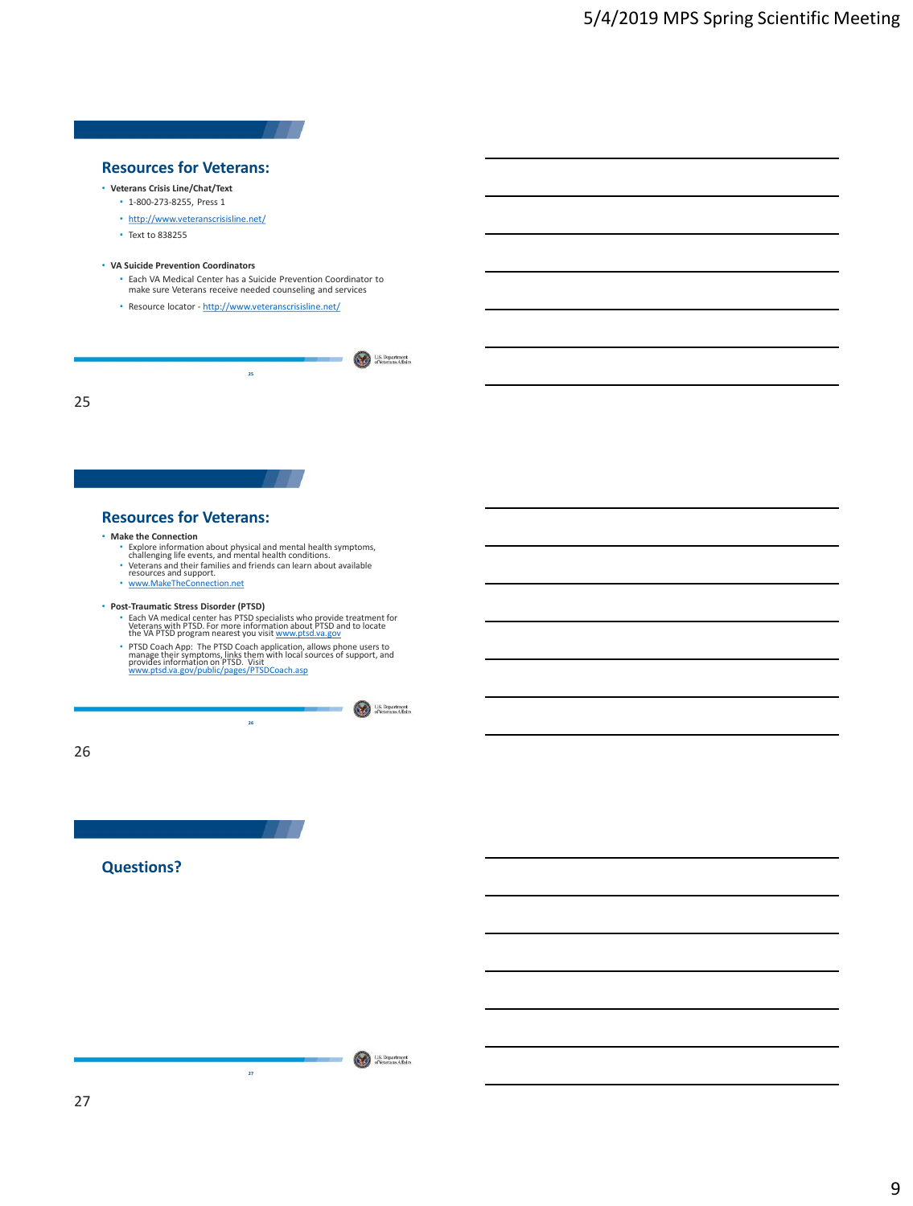## Resources for Veterans:

- **Veterans Crisis Line/Chat/Text**
  - 1-800-273-8255, Press 1
  - http://www.veteranscrisisline.net/
  - Text to 838255
- **VA Suicide Prevention Coordinators**
  - Each VA Medical Center has a Suicide Prevention Coordinator to make sure Veterans receive needed counseling and services
  - Resource locator - http://www.veteranscrisisline.net/

## Resources for Veterans:

- **Make the Connection**
  - Explore information about physical and mental health symptoms, challenging life events, and mental health conditions.
  - Veterans and their families and friends can learn about available resources and support.
  - www.MakeTheConnection.net
- **Post-Traumatic Stress Disorder (PTSD)**
  - Each VA medical center has PTSD specialists who provide treatment for Veterans with PTSD. For more information about PTSD and to locate the VA PTSD program nearest you visit www.ptsd.va.gov
  - PTSD Coach App: The PTSD Coach application, allows phone users to manage their symptoms, links them with local sources of support, and provides information on PTSD. Visit www.ptsd.va.gov/public/pages/PTSDCoach.asp

## Questions?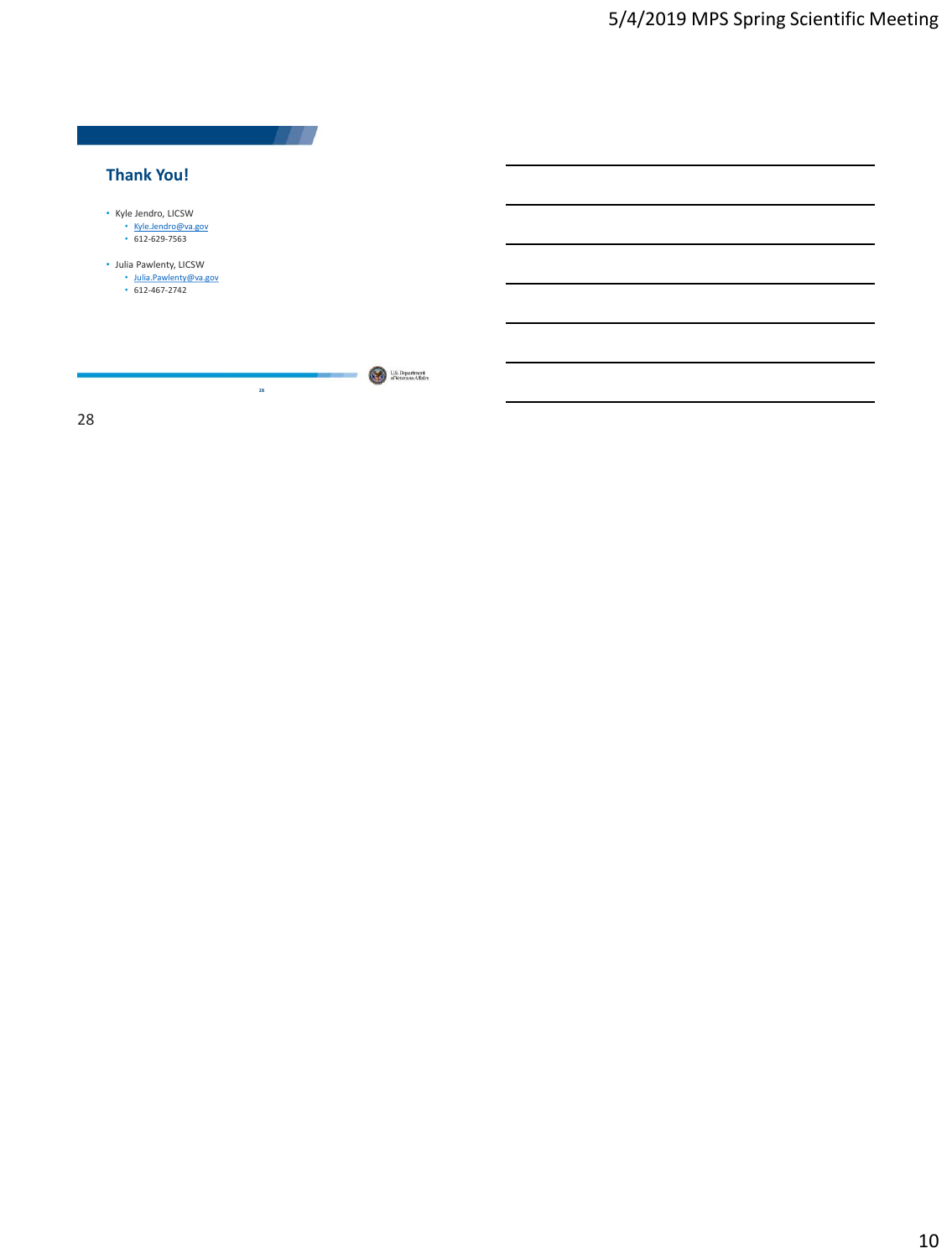## Thank You!

- Kyle Jendro, LICSW
  - Kyle.Jendro@va.gov
  - 612-629-7563
- Julia Pawlenty, LICSW
  - Julia.Pawlenty@va.gov
  - 612-467-2742

U.S. Department of Veterans Affairs